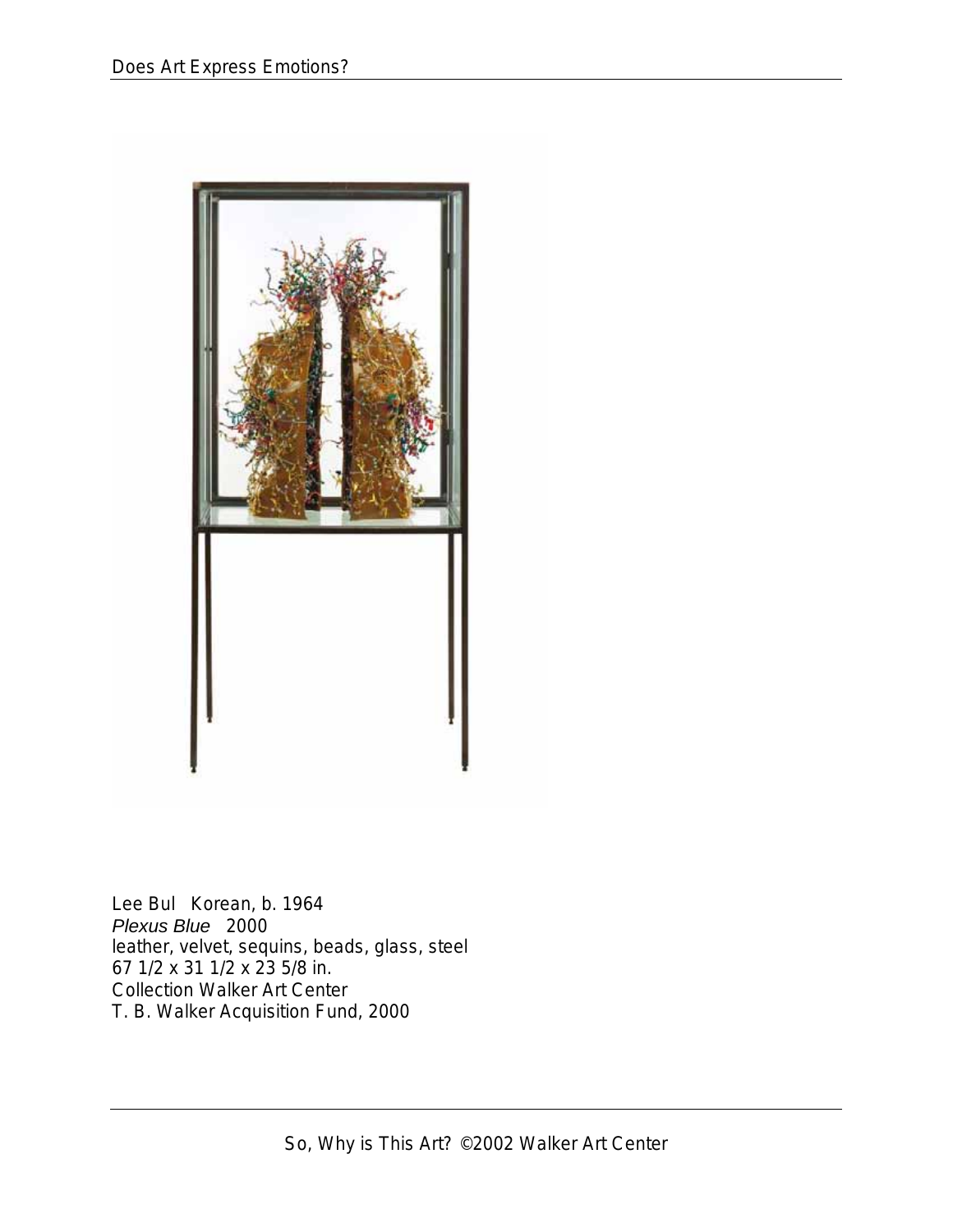Lee Bul Korean, b. 1964
*Plexus Blue* 2000
leather, velvet, sequins, beads, glass, steel
67 1/2 x 31 1/2 x 23 5/8 in.
Collection Walker Art Center
T. B. Walker Acquisition Fund, 2000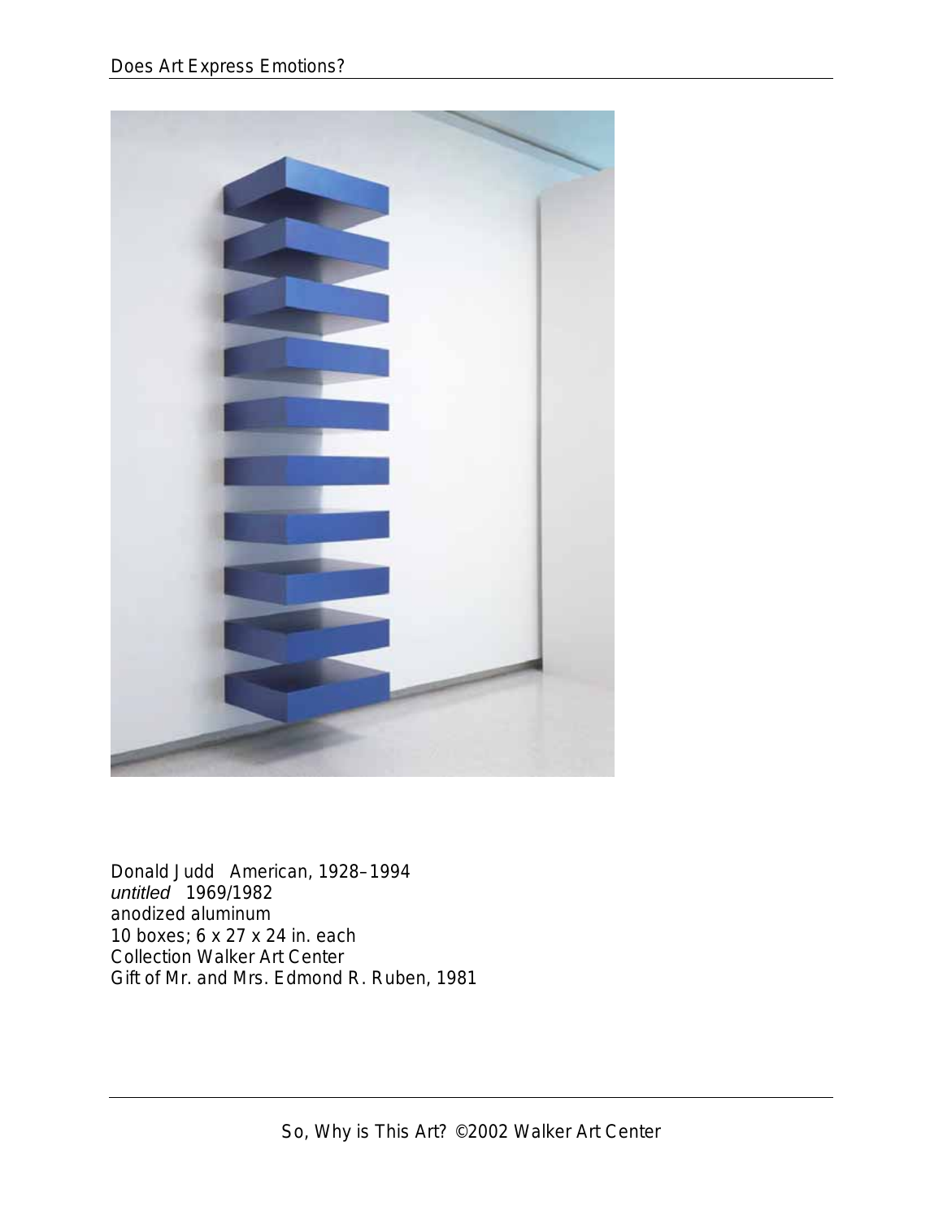Donald Judd American, 1928–1994
*untitled* 1969/1982
anodized aluminum
10 boxes; 6 x 27 x 24 in. each
Collection Walker Art Center
Gift of Mr. and Mrs. Edmond R. Ruben, 1981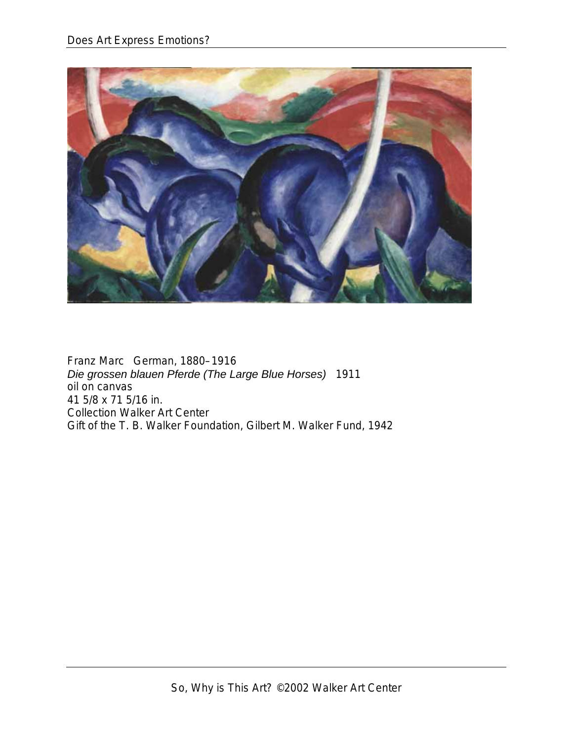Franz Marc German, 1880–1916
*Die grossen blauen Pferde (The Large Blue Horses)* 1911
oil on canvas
41 5/8 x 71 5/16 in.
Collection Walker Art Center
Gift of the T. B. Walker Foundation, Gilbert M. Walker Fund, 1942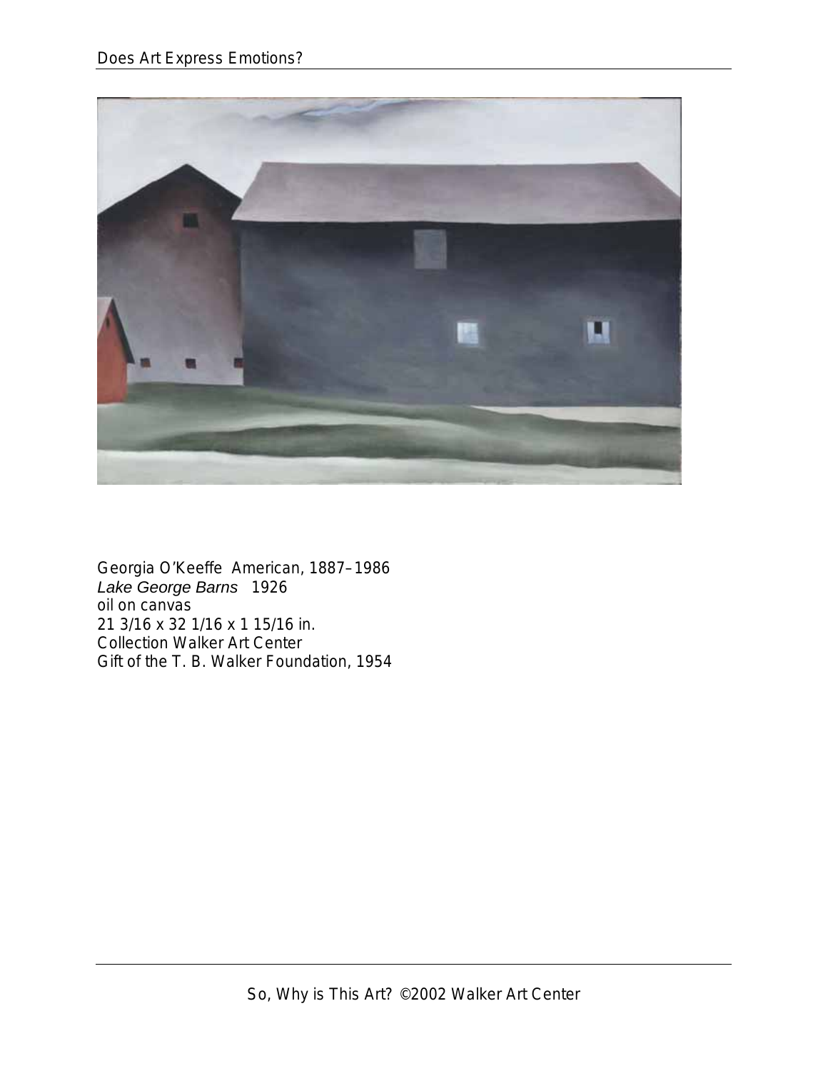Georgia O'Keeffe American, 1887–1986
*Lake George Barns* 1926
oil on canvas
21 3/16 x 32 1/16 x 1 15/16 in.
Collection Walker Art Center
Gift of the T. B. Walker Foundation, 1954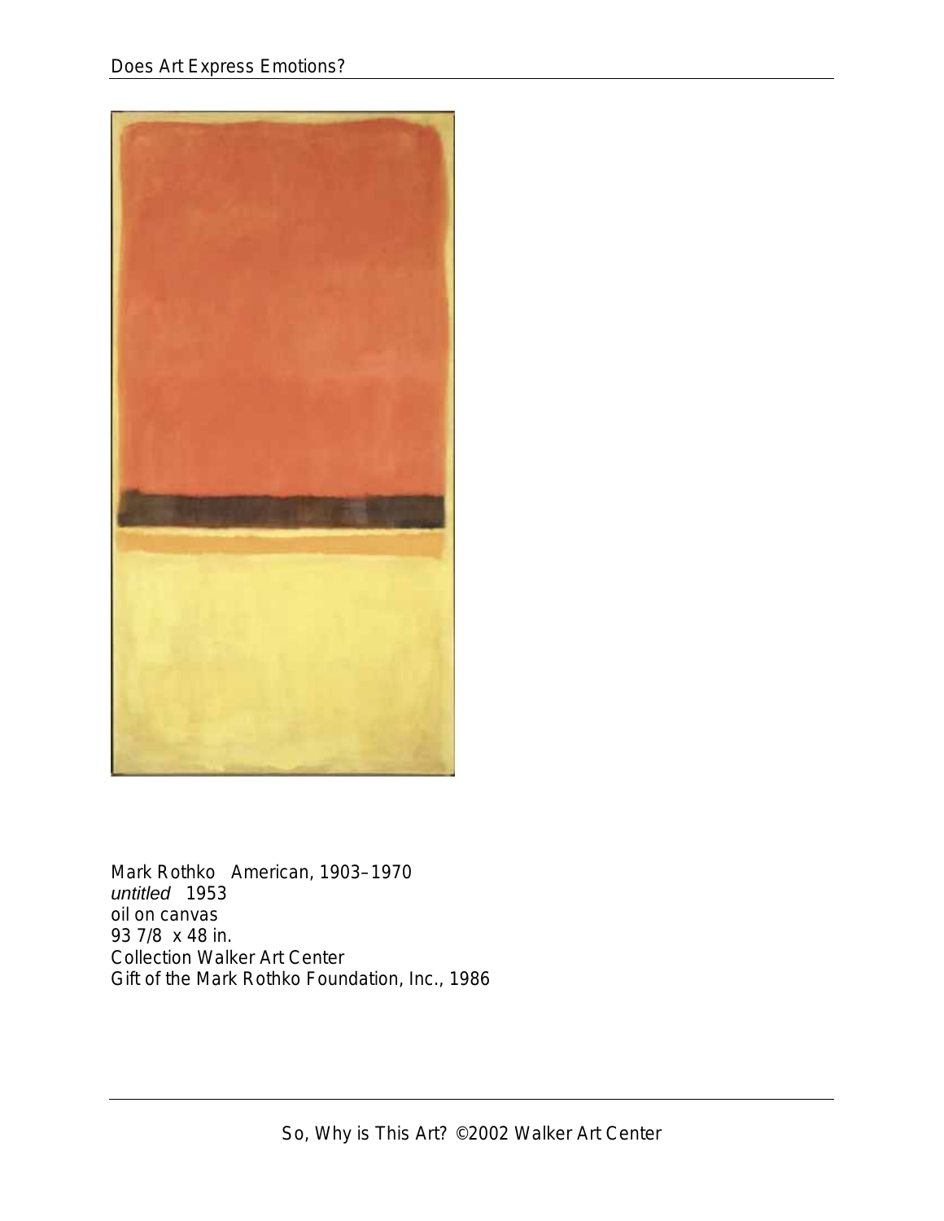Mark Rothko American, 1903–1970
*untitled* 1953
oil on canvas
93 7/8 x 48 in.
Collection Walker Art Center
Gift of the Mark Rothko Foundation, Inc., 1986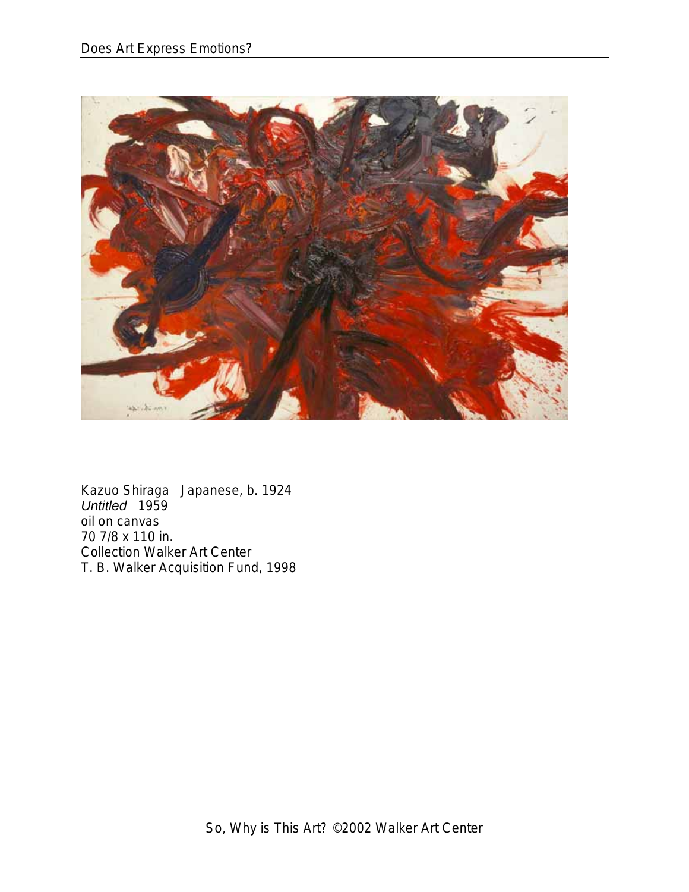Kazuo Shiraga Japanese, b. 1924
*Untitled* 1959
oil on canvas
70 7/8 x 110 in.
Collection Walker Art Center
T. B. Walker Acquisition Fund, 1998